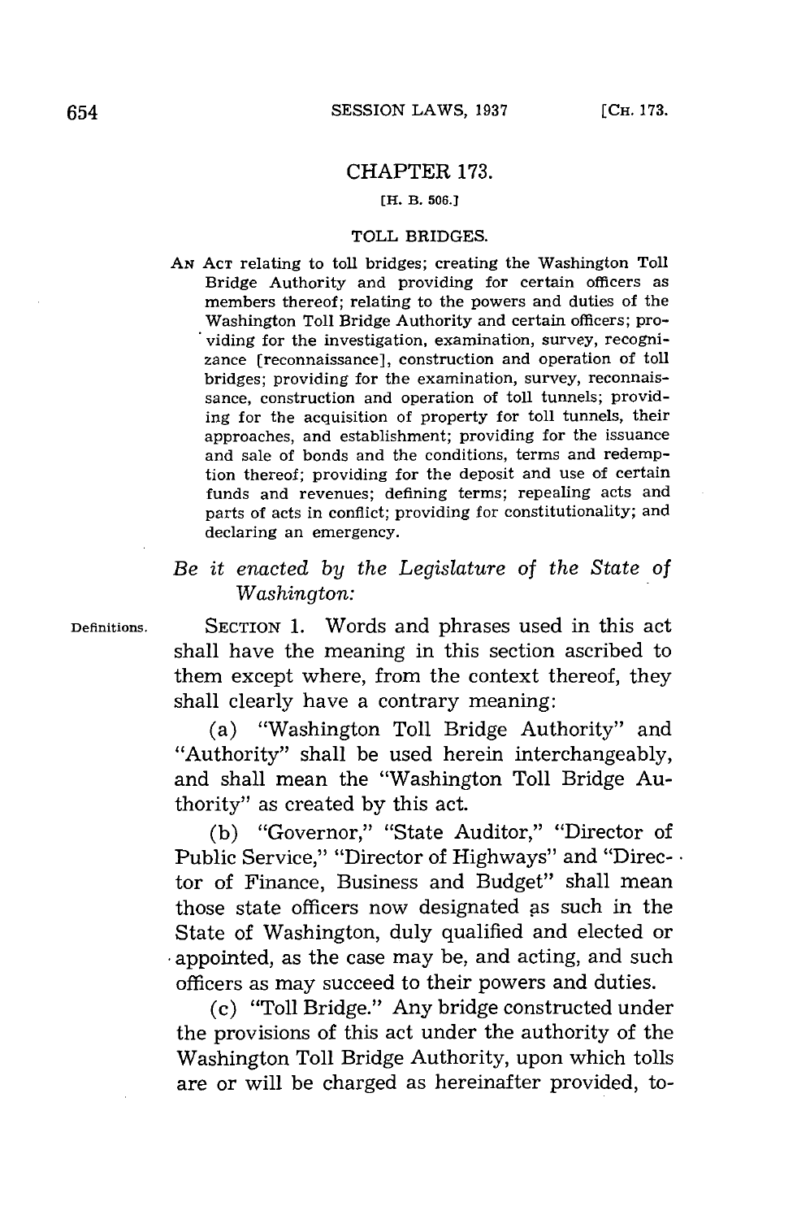## CHAPTER 173.

[H. B. 506.]

### TOLL BRIDGES.

AN ACT relating to toll bridges; creating the Washington Toll Bridge Authority and providing for certain officers as members thereof; relating to the powers and duties of the Washington Toll Bridge Authority and certain officers; providing for the investigation, examination, survey, recognizance [reconnaissance], construction and operation of toll bridges; providing for the examination, survey, reconnaissance, construction and operation of toll tunnels; providing for the acquisition of property for toll tunnels, their approaches, and establishment; providing for the issuance and sale of bonds and the conditions, terms and redemption thereof; providing for the deposit and use of certain funds and revenues; defining terms; repealing acts and parts of acts in conflict; providing for constitutionality; and declaring an emergency.

*Be it enacted by the Legislature of the State of Washington:*

Definitions.

SECTION 1. Words and phrases used in this act shall have the meaning in this section ascribed to them except where, from the context thereof, they shall clearly have a contrary meaning:

(a) "Washington Toll Bridge Authority" and "Authority" shall be used herein interchangeably, and shall mean the "Washington Toll Bridge Authority" as created by this act.

(b) "Governor," "State Auditor," "Director of Public Service," "Director of Highways" and "Director of Finance, Business and Budget" shall mean those state officers now designated as such in the State of Washington, duly qualified and elected or appointed, as the case may be, and acting, and such officers as may succeed to their powers and duties.

(c) "Toll Bridge." Any bridge constructed under the provisions of this act under the authority of the Washington Toll Bridge Authority, upon which tolls are or will be charged as hereinafter provided, to-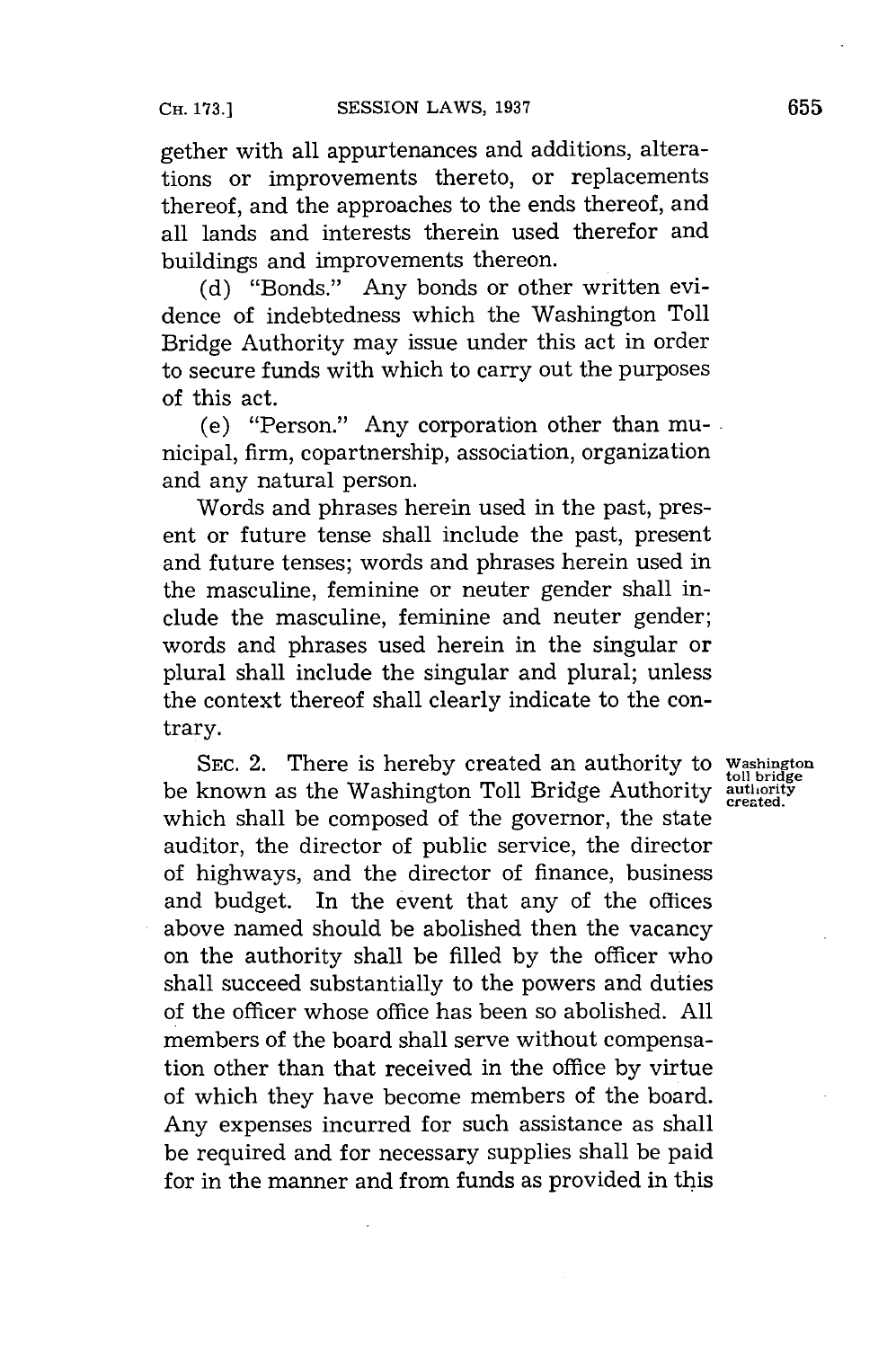gether with all appurtenances and additions, alterations or improvements thereto, or replacements thereof, and the approaches to the ends thereof, and all lands and interests therein used therefor and buildings and improvements thereon.

(d) "Bonds." Any bonds or other written evidence of indebtedness which the Washington Toll Bridge Authority may issue under this act in order to secure funds with which to carry out the purposes of this act.

(e) "Person." Any corporation other than municipal, firm, copartnership, association, organization and any natural person.

Words and phrases herein used in the past, present or future tense shall include the past, present and future tenses; words and phrases herein used in the masculine, feminine or neuter gender shall include the masculine, feminine and neuter gender; words and phrases used herein in the singular or plural shall include the singular and plural; unless the context thereof shall clearly indicate to the contrary.

SEC. 2. There is hereby created an authority to be known as the Washington Toll Bridge Authority which shall be composed of the governor, the state auditor, the director of public service, the director of highways, and the director of finance, business and budget. In the event that any of the offices above named should be abolished then the vacancy on the authority shall be filled by the officer who shall succeed substantially to the powers and duties of the officer whose office has been so abolished. All members of the board shall serve without compensation other than that received in the office by virtue of which they have become members of the board. Any expenses incurred for such assistance as shall be required and for necessary supplies shall be paid for in the manner and from funds as provided in this

Washington toll bridge authority created.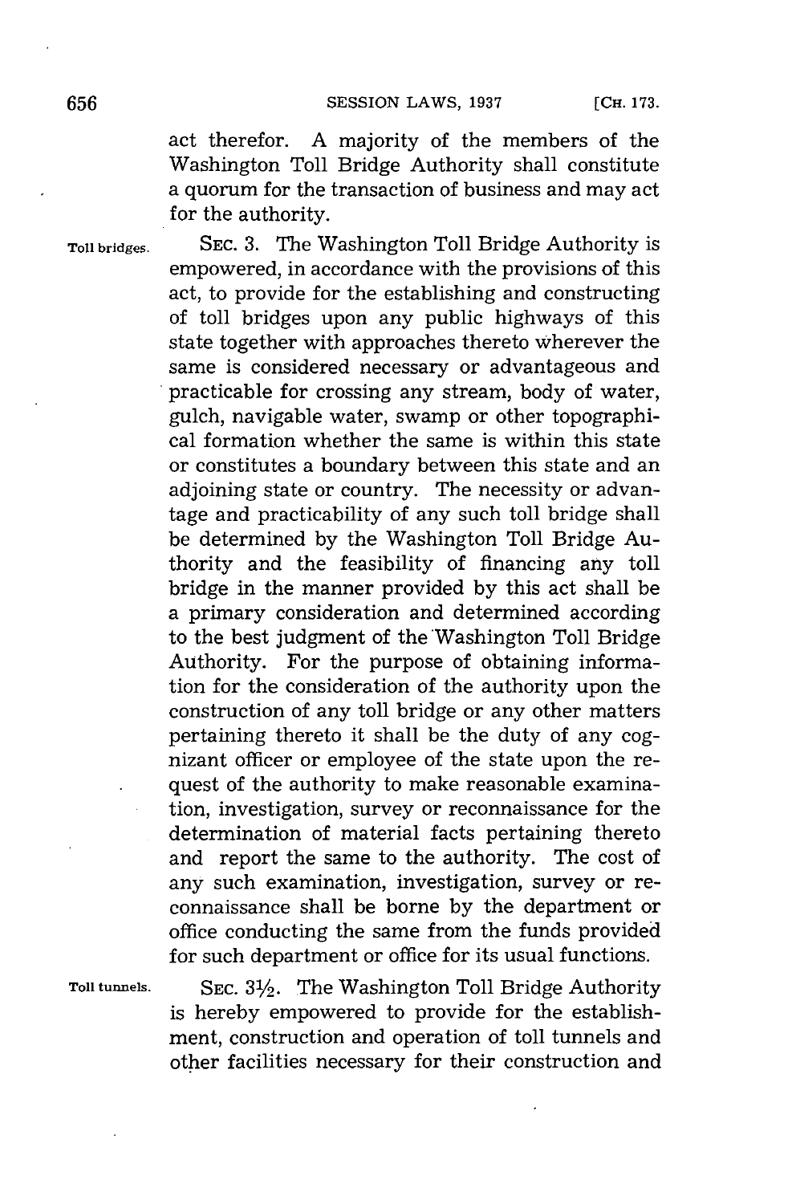act therefor. A majority of the members of the Washington Toll Bridge Authority shall constitute a quorum for the transaction of business and may act for the authority.

**Toll bridges.** SEC. 3. The Washington Toll Bridge Authority is empowered, in accordance with the provisions of this act, to provide for the establishing and constructing of toll bridges upon any public highways of this state together with approaches thereto wherever the same is considered necessary or advantageous and practicable for crossing any stream, body of water, gulch, navigable water, swamp or other topographical formation whether the same is within this state or constitutes a boundary between this state and an adjoining state or country. The necessity or advantage and practicability of any such toll bridge shall be determined by the Washington Toll Bridge Authority and the feasibility of financing any toll bridge in the manner provided by this act shall be a primary consideration and determined according to the best judgment of the Washington Toll Bridge Authority. For the purpose of obtaining information for the consideration of the authority upon the construction of any toll bridge or any other matters pertaining thereto it shall be the duty of any cognizant officer or employee of the state upon the request of the authority to make reasonable examination, investigation, survey or reconnaissance for the determination of material facts pertaining thereto and report the same to the authority. The cost of any such examination, investigation, survey or reconnaissance shall be borne by the department or office conducting the same from the funds provided for such department or office for its usual functions.

**Toll tunnels.** SEC. 3½. The Washington Toll Bridge Authority is hereby empowered to provide for the establishment, construction and operation of toll tunnels and other facilities necessary for their construction and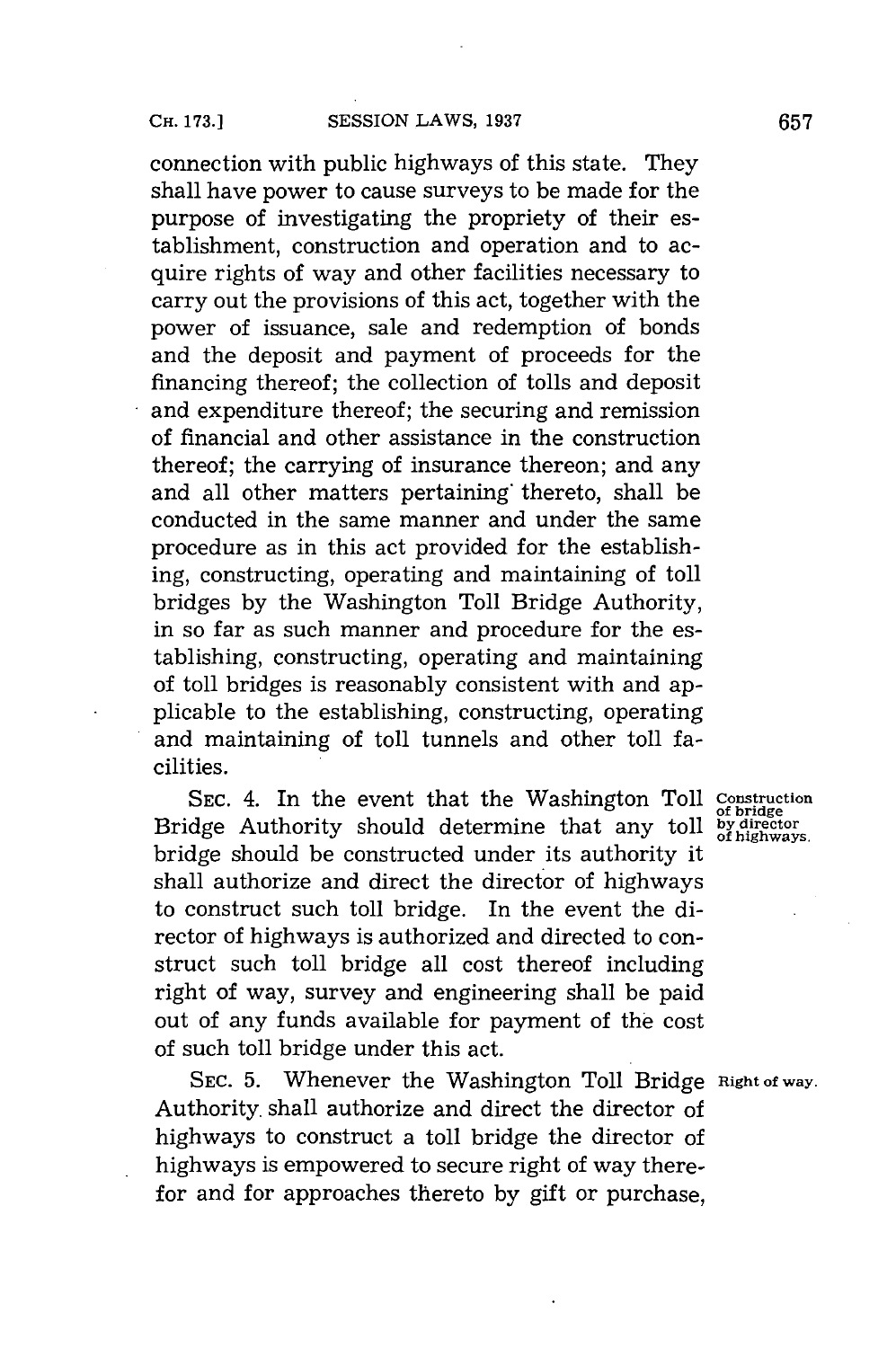connection with public highways of this state. They shall have power to cause surveys to be made for the purpose of investigating the propriety of their establishment, construction and operation and to acquire rights of way and other facilities necessary to carry out the provisions of this act, together with the power of issuance, sale and redemption of bonds and the deposit and payment of proceeds for the financing thereof; the collection of tolls and deposit and expenditure thereof; the securing and remission of financial and other assistance in the construction thereof; the carrying of insurance thereon; and any and all other matters pertaining thereto, shall be conducted in the same manner and under the same procedure as in this act provided for the establishing, constructing, operating and maintaining of toll bridges by the Washington Toll Bridge Authority, in so far as such manner and procedure for the establishing, constructing, operating and maintaining of toll bridges is reasonably consistent with and applicable to the establishing, constructing, operating and maintaining of toll tunnels and other toll facilities.

SEC. 4. In the event that the Washington Toll Bridge Authority should determine that any toll bridge should be constructed under its authority it shall authorize and direct the director of highways to construct such toll bridge. In the event the director of highways is authorized and directed to construct such toll bridge all cost thereof including right of way, survey and engineering shall be paid out of any funds available for payment of the cost of such toll bridge under this act.

*Construction of bridge by director of highways.*

SEC. 5. Whenever the Washington Toll Bridge Authority shall authorize and direct the director of highways to construct a toll bridge the director of highways is empowered to secure right of way therefor and for approaches thereto by gift or purchase,

*Right of way.*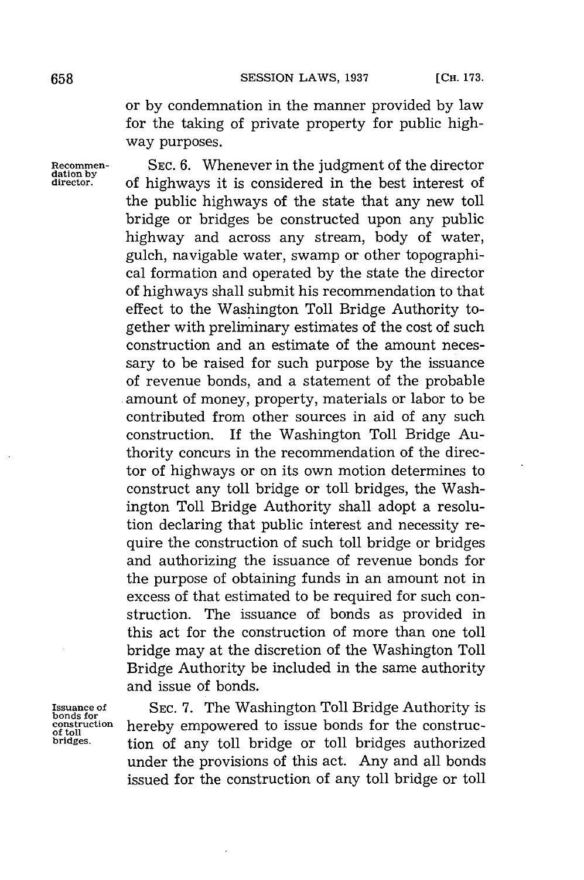or by condemnation in the manner provided by law for the taking of private property for public highway purposes.

Recommendation by director.

SEC. 6. Whenever in the judgment of the director of highways it is considered in the best interest of the public highways of the state that any new toll bridge or bridges be constructed upon any public highway and across any stream, body of water, gulch, navigable water, swamp or other topographical formation and operated by the state the director of highways shall submit his recommendation to that effect to the Washington Toll Bridge Authority together with preliminary estimates of the cost of such construction and an estimate of the amount necessary to be raised for such purpose by the issuance of revenue bonds, and a statement of the probable amount of money, property, materials or labor to be contributed from other sources in aid of any such construction. If the Washington Toll Bridge Authority concurs in the recommendation of the director of highways or on its own motion determines to construct any toll bridge or toll bridges, the Washington Toll Bridge Authority shall adopt a resolution declaring that public interest and necessity require the construction of such toll bridge or bridges and authorizing the issuance of revenue bonds for the purpose of obtaining funds in an amount not in excess of that estimated to be required for such construction. The issuance of bonds as provided in this act for the construction of more than one toll bridge may at the discretion of the Washington Toll Bridge Authority be included in the same authority and issue of bonds.

Issuance of bonds for construction of toll bridges.

SEC. 7. The Washington Toll Bridge Authority is hereby empowered to issue bonds for the construction of any toll bridge or toll bridges authorized under the provisions of this act. Any and all bonds issued for the construction of any toll bridge or toll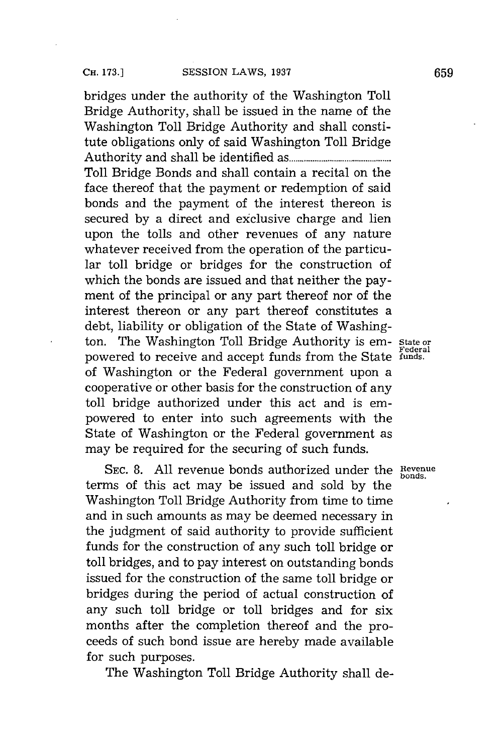bridges under the authority of the Washington Toll Bridge Authority, shall be issued in the name of the Washington Toll Bridge Authority and shall constitute obligations only of said Washington Toll Bridge Authority and shall be identified as........................................ Toll Bridge Bonds and shall contain a recital on the face thereof that the payment or redemption of said bonds and the payment of the interest thereon is secured by a direct and exclusive charge and lien upon the tolls and other revenues of any nature whatever received from the operation of the particular toll bridge or bridges for the construction of which the bonds are issued and that neither the payment of the principal or any part thereof nor of the interest thereon or any part thereof constitutes a debt, liability or obligation of the State of Washington. The Washington Toll Bridge Authority is empowered to receive and accept funds from the State of Washington or the Federal government upon a cooperative or other basis for the construction of any toll bridge authorized under this act and is empowered to enter into such agreements with the State of Washington or the Federal government as may be required for the securing of such funds.

*State or Federal funds.*

SEC. 8. All revenue bonds authorized under the terms of this act may be issued and sold by the Washington Toll Bridge Authority from time to time and in such amounts as may be deemed necessary in the judgment of said authority to provide sufficient funds for the construction of any such toll bridge or toll bridges, and to pay interest on outstanding bonds issued for the construction of the same toll bridge or bridges during the period of actual construction of any such toll bridge or toll bridges and for six months after the completion thereof and the proceeds of such bond issue are hereby made available for such purposes.

*Revenue bonds.*

The Washington Toll Bridge Authority shall de-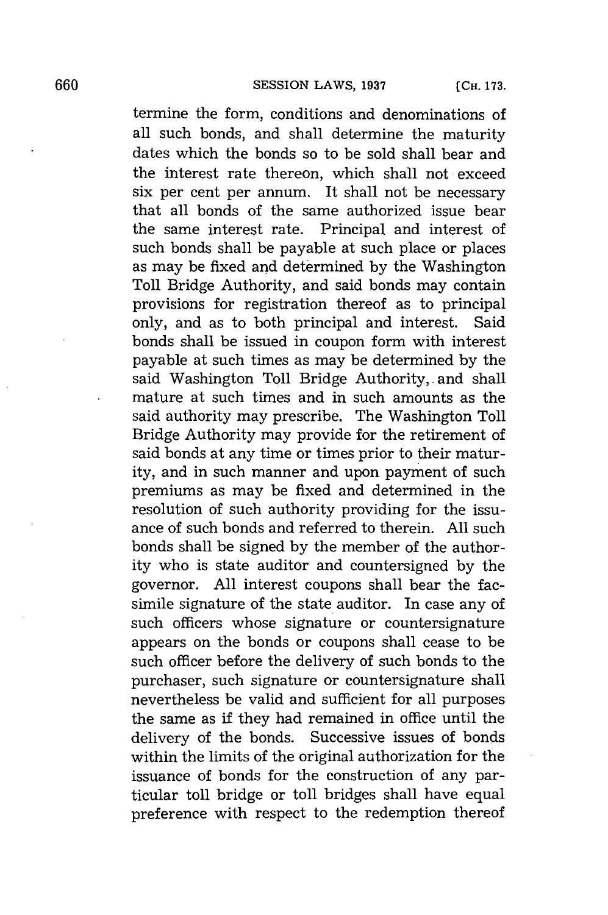termine the form, conditions and denominations of all such bonds, and shall determine the maturity dates which the bonds so to be sold shall bear and the interest rate thereon, which shall not exceed six per cent per annum. It shall not be necessary that all bonds of the same authorized issue bear the same interest rate. Principal and interest of such bonds shall be payable at such place or places as may be fixed and determined by the Washington Toll Bridge Authority, and said bonds may contain provisions for registration thereof as to principal only, and as to both principal and interest. Said bonds shall be issued in coupon form with interest payable at such times as may be determined by the said Washington Toll Bridge Authority, and shall mature at such times and in such amounts as the said authority may prescribe. The Washington Toll Bridge Authority may provide for the retirement of said bonds at any time or times prior to their maturity, and in such manner and upon payment of such premiums as may be fixed and determined in the resolution of such authority providing for the issuance of such bonds and referred to therein. All such bonds shall be signed by the member of the authority who is state auditor and countersigned by the governor. All interest coupons shall bear the facsimile signature of the state auditor. In case any of such officers whose signature or countersignature appears on the bonds or coupons shall cease to be such officer before the delivery of such bonds to the purchaser, such signature or countersignature shall nevertheless be valid and sufficient for all purposes the same as if they had remained in office until the delivery of the bonds. Successive issues of bonds within the limits of the original authorization for the issuance of bonds for the construction of any particular toll bridge or toll bridges shall have equal preference with respect to the redemption thereof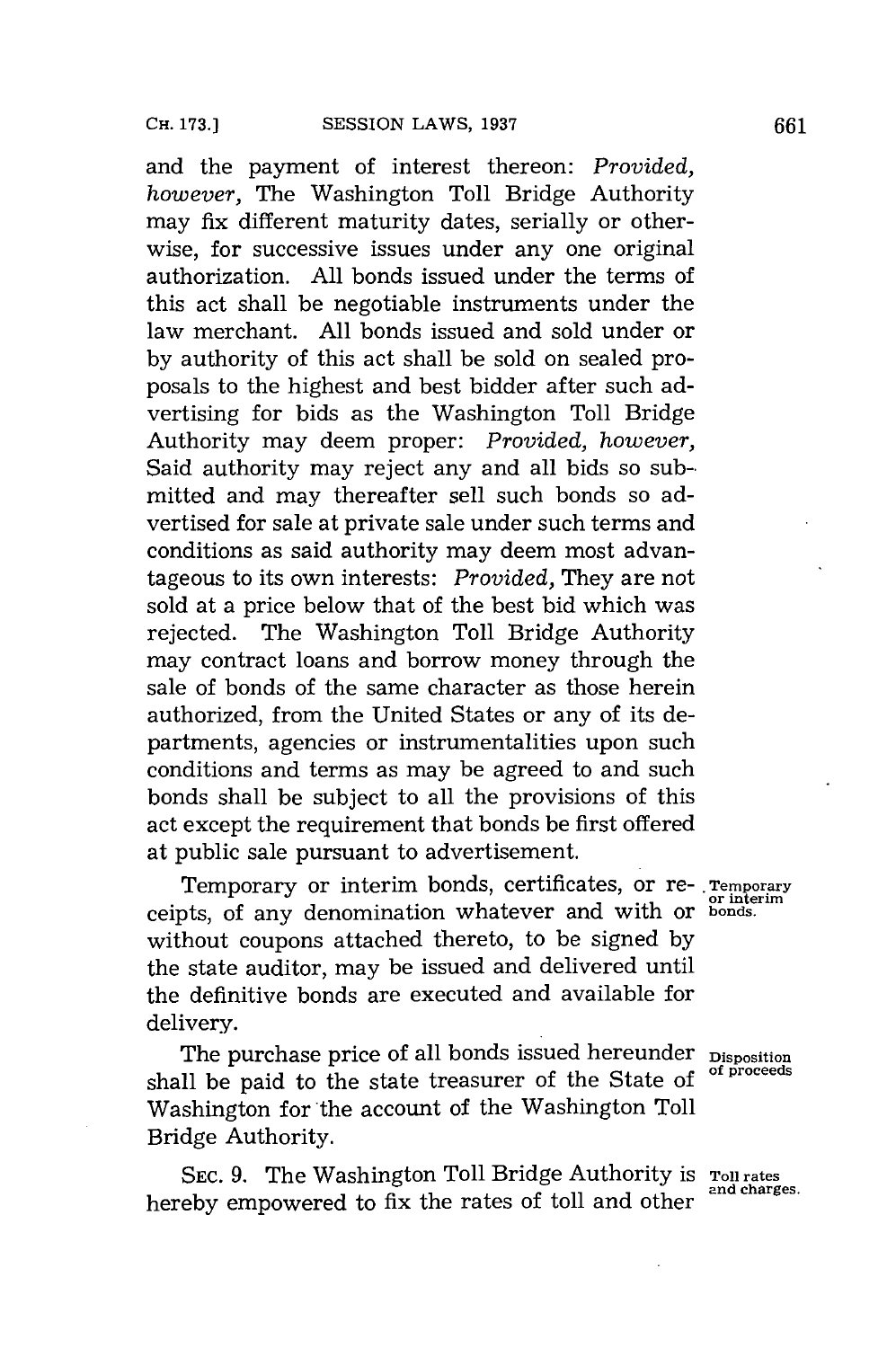and the payment of interest thereon: *Provided, however,* The Washington Toll Bridge Authority may fix different maturity dates, serially or otherwise, for successive issues under any one original authorization. All bonds issued under the terms of this act shall be negotiable instruments under the law merchant. All bonds issued and sold under or by authority of this act shall be sold on sealed proposals to the highest and best bidder after such advertising for bids as the Washington Toll Bridge Authority may deem proper: *Provided, however,* Said authority may reject any and all bids so submitted and may thereafter sell such bonds so advertised for sale at private sale under such terms and conditions as said authority may deem most advantageous to its own interests: *Provided,* They are not sold at a price below that of the best bid which was rejected. The Washington Toll Bridge Authority may contract loans and borrow money through the sale of bonds of the same character as those herein authorized, from the United States or any of its departments, agencies or instrumentalities upon such conditions and terms as may be agreed to and such bonds shall be subject to all the provisions of this act except the requirement that bonds be first offered at public sale pursuant to advertisement.

**Temporary or interim bonds.** Temporary or interim bonds, certificates, or receipts, of any denomination whatever and with or without coupons attached thereto, to be signed by the state auditor, may be issued and delivered until the definitive bonds are executed and available for delivery.

**Disposition of proceeds** The purchase price of all bonds issued hereunder shall be paid to the state treasurer of the State of Washington for the account of the Washington Toll Bridge Authority.

**Toll rates and charges.** SEC. 9. The Washington Toll Bridge Authority is hereby empowered to fix the rates of toll and other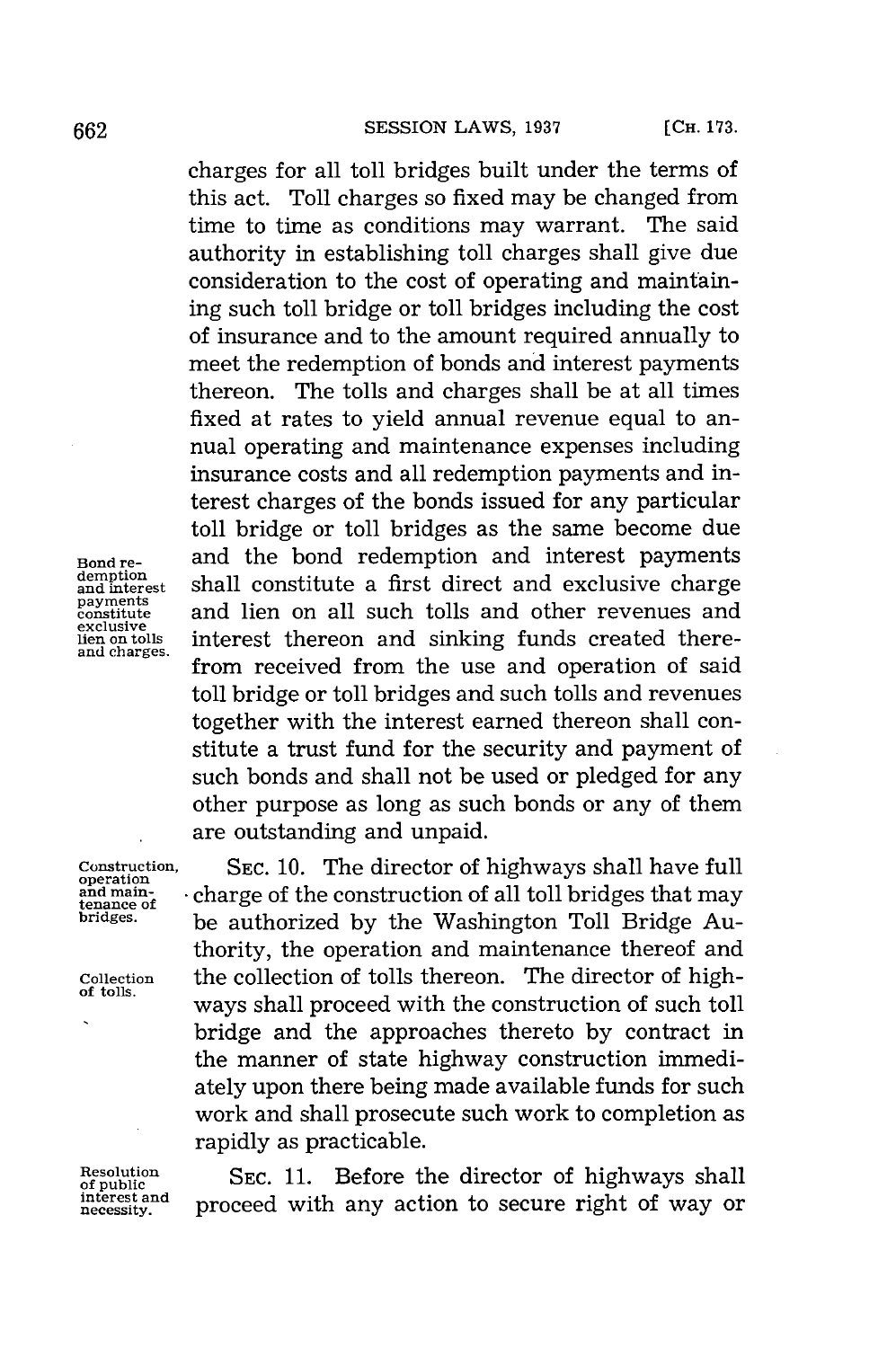charges for all toll bridges built under the terms of this act. Toll charges so fixed may be changed from time to time as conditions may warrant. The said authority in establishing toll charges shall give due consideration to the cost of operating and maintaining such toll bridge or toll bridges including the cost of insurance and to the amount required annually to meet the redemption of bonds and interest payments thereon. The tolls and charges shall be at all times fixed at rates to yield annual revenue equal to annual operating and maintenance expenses including insurance costs and all redemption payments and interest charges of the bonds issued for any particular toll bridge or toll bridges as the same become due and the bond redemption and interest payments shall constitute a first direct and exclusive charge and lien on all such tolls and other revenues and interest thereon and sinking funds created therefrom received from the use and operation of said toll bridge or toll bridges and such tolls and revenues together with the interest earned thereon shall constitute a trust fund for the security and payment of such bonds and shall not be used or pledged for any other purpose as long as such bonds or any of them are outstanding and unpaid.

Bond redemption and interest payments constitute exclusive lien on tolls and charges.

Construction, operation and maintenance of bridges.

SEC. 10. The director of highways shall have full charge of the construction of all toll bridges that may be authorized by the Washington Toll Bridge Authority, the operation and maintenance thereof and the collection of tolls thereon. The director of highways shall proceed with the construction of such toll bridge and the approaches thereto by contract in the manner of state highway construction immediately upon there being made available funds for such work and shall prosecute such work to completion as rapidly as practicable.

Collection of tolls.

Resolution of public interest and necessity.

SEC. 11. Before the director of highways shall proceed with any action to secure right of way or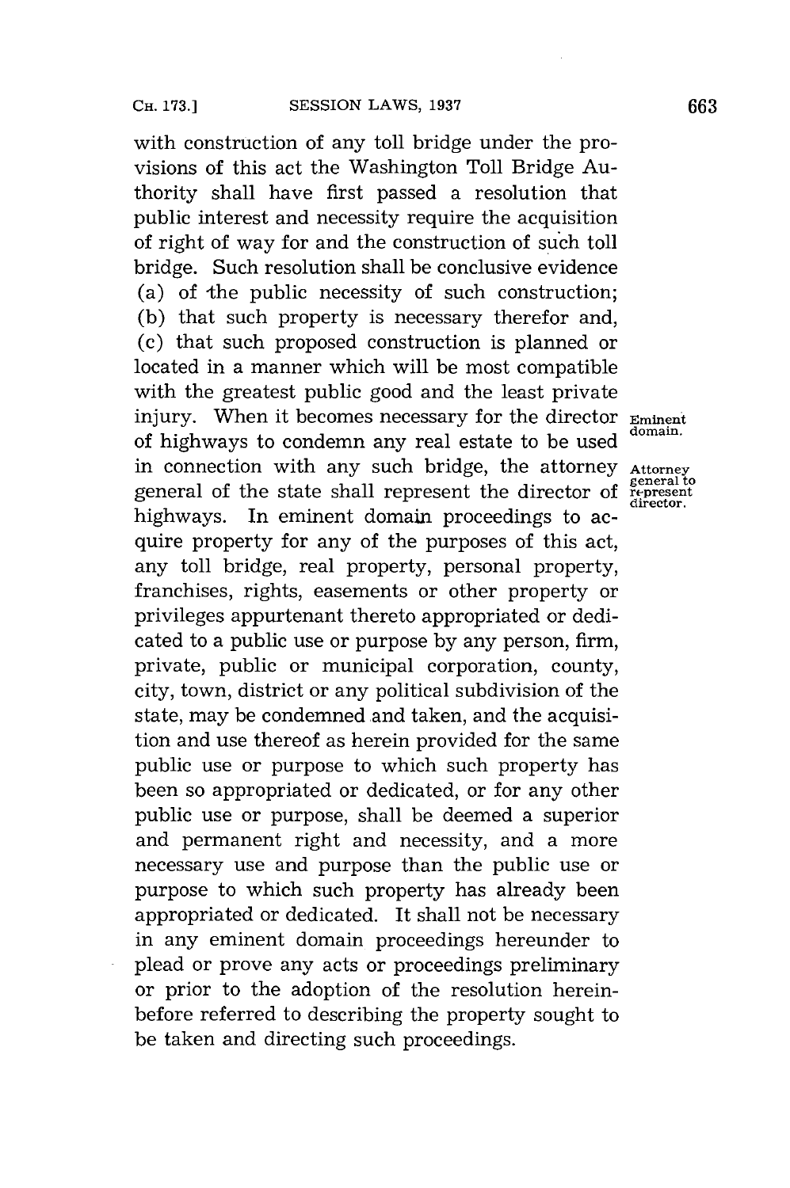with construction of any toll bridge under the provisions of this act the Washington Toll Bridge Authority shall have first passed a resolution that public interest and necessity require the acquisition of right of way for and the construction of such toll bridge. Such resolution shall be conclusive evidence (a) of the public necessity of such construction; (b) that such property is necessary therefor and, (c) that such proposed construction is planned or located in a manner which will be most compatible with the greatest public good and the least private injury. When it becomes necessary for the director of highways to condemn any real estate to be used in connection with any such bridge, the attorney general of the state shall represent the director of highways. In eminent domain proceedings to acquire property for any of the purposes of this act, any toll bridge, real property, personal property, franchises, rights, easements or other property or privileges appurtenant thereto appropriated or dedicated to a public use or purpose by any person, firm, private, public or municipal corporation, county, city, town, district or any political subdivision of the state, may be condemned and taken, and the acquisition and use thereof as herein provided for the same public use or purpose to which such property has been so appropriated or dedicated, or for any other public use or purpose, shall be deemed a superior and permanent right and necessity, and a more necessary use and purpose than the public use or purpose to which such property has already been appropriated or dedicated. It shall not be necessary in any eminent domain proceedings hereunder to plead or prove any acts or proceedings preliminary or prior to the adoption of the resolution hereinbefore referred to describing the property sought to be taken and directing such proceedings.

*Eminent domain.*

*Attorney general to represent director.*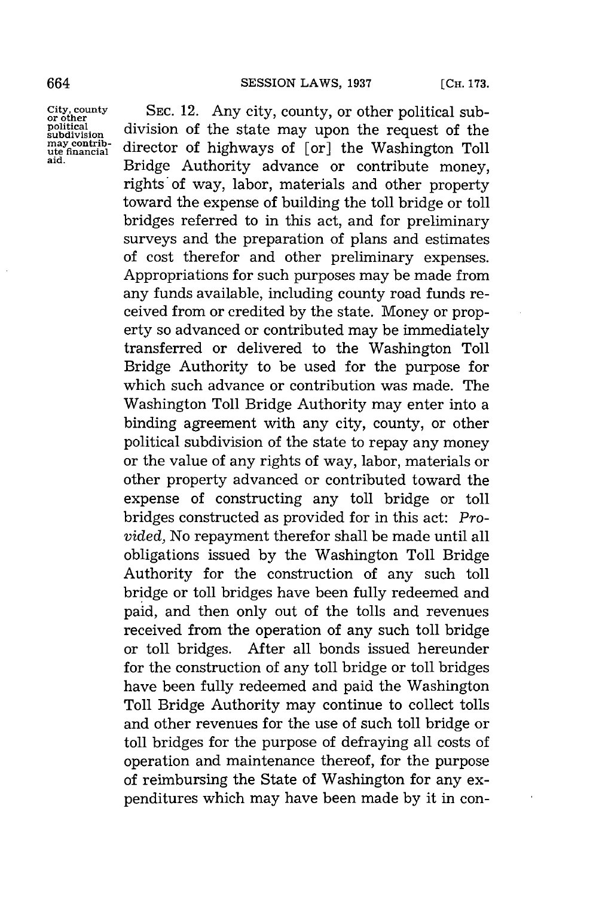City, county or other political subdivision may contribute financial aid.

SEC. 12. Any city, county, or other political subdivision of the state may upon the request of the director of highways of [or] the Washington Toll Bridge Authority advance or contribute money, rights of way, labor, materials and other property toward the expense of building the toll bridge or toll bridges referred to in this act, and for preliminary surveys and the preparation of plans and estimates of cost therefor and other preliminary expenses. Appropriations for such purposes may be made from any funds available, including county road funds received from or credited by the state. Money or property so advanced or contributed may be immediately transferred or delivered to the Washington Toll Bridge Authority to be used for the purpose for which such advance or contribution was made. The Washington Toll Bridge Authority may enter into a binding agreement with any city, county, or other political subdivision of the state to repay any money or the value of any rights of way, labor, materials or other property advanced or contributed toward the expense of constructing any toll bridge or toll bridges constructed as provided for in this act: *Provided,* No repayment therefor shall be made until all obligations issued by the Washington Toll Bridge Authority for the construction of any such toll bridge or toll bridges have been fully redeemed and paid, and then only out of the tolls and revenues received from the operation of any such toll bridge or toll bridges. After all bonds issued hereunder for the construction of any toll bridge or toll bridges have been fully redeemed and paid the Washington Toll Bridge Authority may continue to collect tolls and other revenues for the use of such toll bridge or toll bridges for the purpose of defraying all costs of operation and maintenance thereof, for the purpose of reimbursing the State of Washington for any expenditures which may have been made by it in con-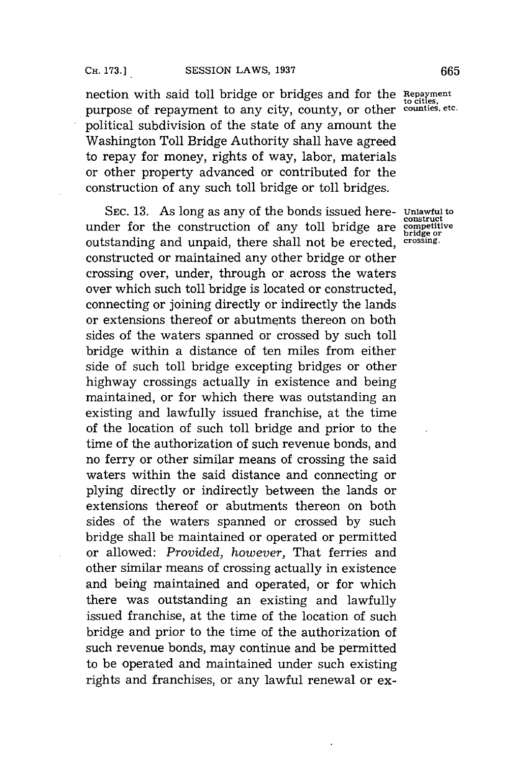nection with said toll bridge or bridges and for the purpose of repayment to any city, county, or other political subdivision of the state of any amount the Washington Toll Bridge Authority shall have agreed to repay for money, rights of way, labor, materials or other property advanced or contributed for the construction of any such toll bridge or toll bridges.

Repayment to cities, counties, etc.

SEC. 13. As long as any of the bonds issued hereunder for the construction of any toll bridge are outstanding and unpaid, there shall not be erected, constructed or maintained any other bridge or other crossing over, under, through or across the waters over which such toll bridge is located or constructed, connecting or joining directly or indirectly the lands or extensions thereof or abutments thereon on both sides of the waters spanned or crossed by such toll bridge within a distance of ten miles from either side of such toll bridge excepting bridges or other highway crossings actually in existence and being maintained, or for which there was outstanding an existing and lawfully issued franchise, at the time of the location of such toll bridge and prior to the time of the authorization of such revenue bonds, and no ferry or other similar means of crossing the said waters within the said distance and connecting or plying directly or indirectly between the lands or extensions thereof or abutments thereon on both sides of the waters spanned or crossed by such bridge shall be maintained or operated or permitted or allowed: *Provided, however,* That ferries and other similar means of crossing actually in existence and being maintained and operated, or for which there was outstanding an existing and lawfully issued franchise, at the time of the location of such bridge and prior to the time of the authorization of such revenue bonds, may continue and be permitted to be operated and maintained under such existing rights and franchises, or any lawful renewal or ex-

Unlawful to construct competitive bridge or crossing.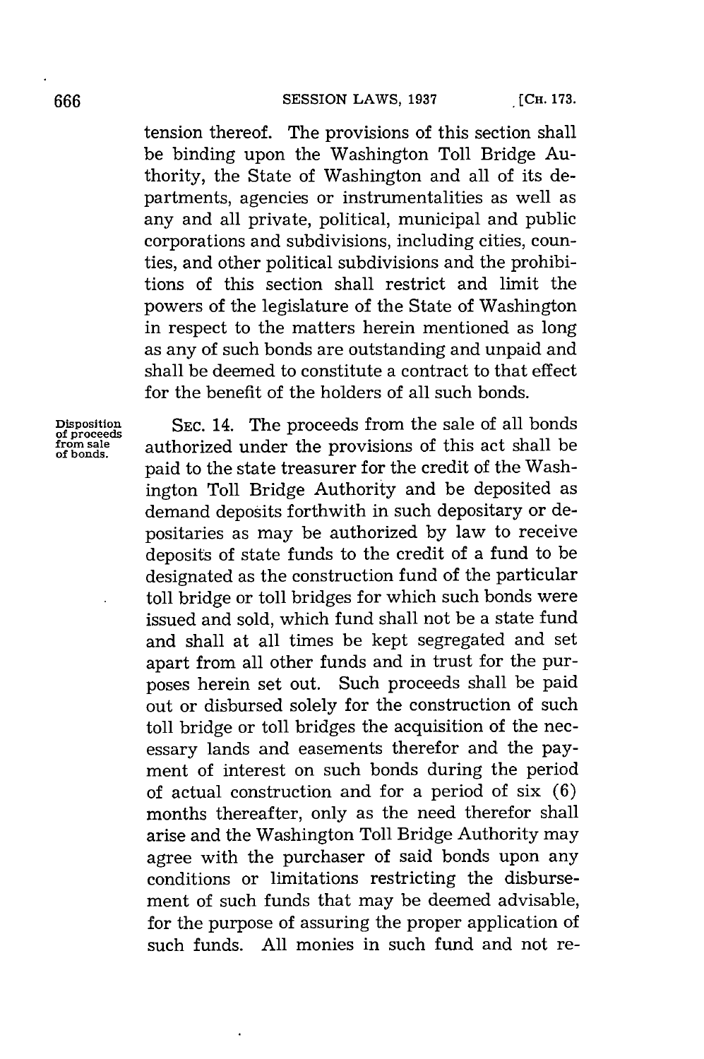tension thereof. The provisions of this section shall be binding upon the Washington Toll Bridge Authority, the State of Washington and all of its departments, agencies or instrumentalities as well as any and all private, political, municipal and public corporations and subdivisions, including cities, counties, and other political subdivisions and the prohibitions of this section shall restrict and limit the powers of the legislature of the State of Washington in respect to the matters herein mentioned as long as any of such bonds are outstanding and unpaid and shall be deemed to constitute a contract to that effect for the benefit of the holders of all such bonds.

Disposition of proceeds from sale of bonds.

SEC. 14. The proceeds from the sale of all bonds authorized under the provisions of this act shall be paid to the state treasurer for the credit of the Washington Toll Bridge Authority and be deposited as demand deposits forthwith in such depositary or depositaries as may be authorized by law to receive deposits of state funds to the credit of a fund to be designated as the construction fund of the particular toll bridge or toll bridges for which such bonds were issued and sold, which fund shall not be a state fund and shall at all times be kept segregated and set apart from all other funds and in trust for the purposes herein set out. Such proceeds shall be paid out or disbursed solely for the construction of such toll bridge or toll bridges the acquisition of the necessary lands and easements therefor and the payment of interest on such bonds during the period of actual construction and for a period of six (6) months thereafter, only as the need therefor shall arise and the Washington Toll Bridge Authority may agree with the purchaser of said bonds upon any conditions or limitations restricting the disbursement of such funds that may be deemed advisable, for the purpose of assuring the proper application of such funds. All monies in such fund and not re-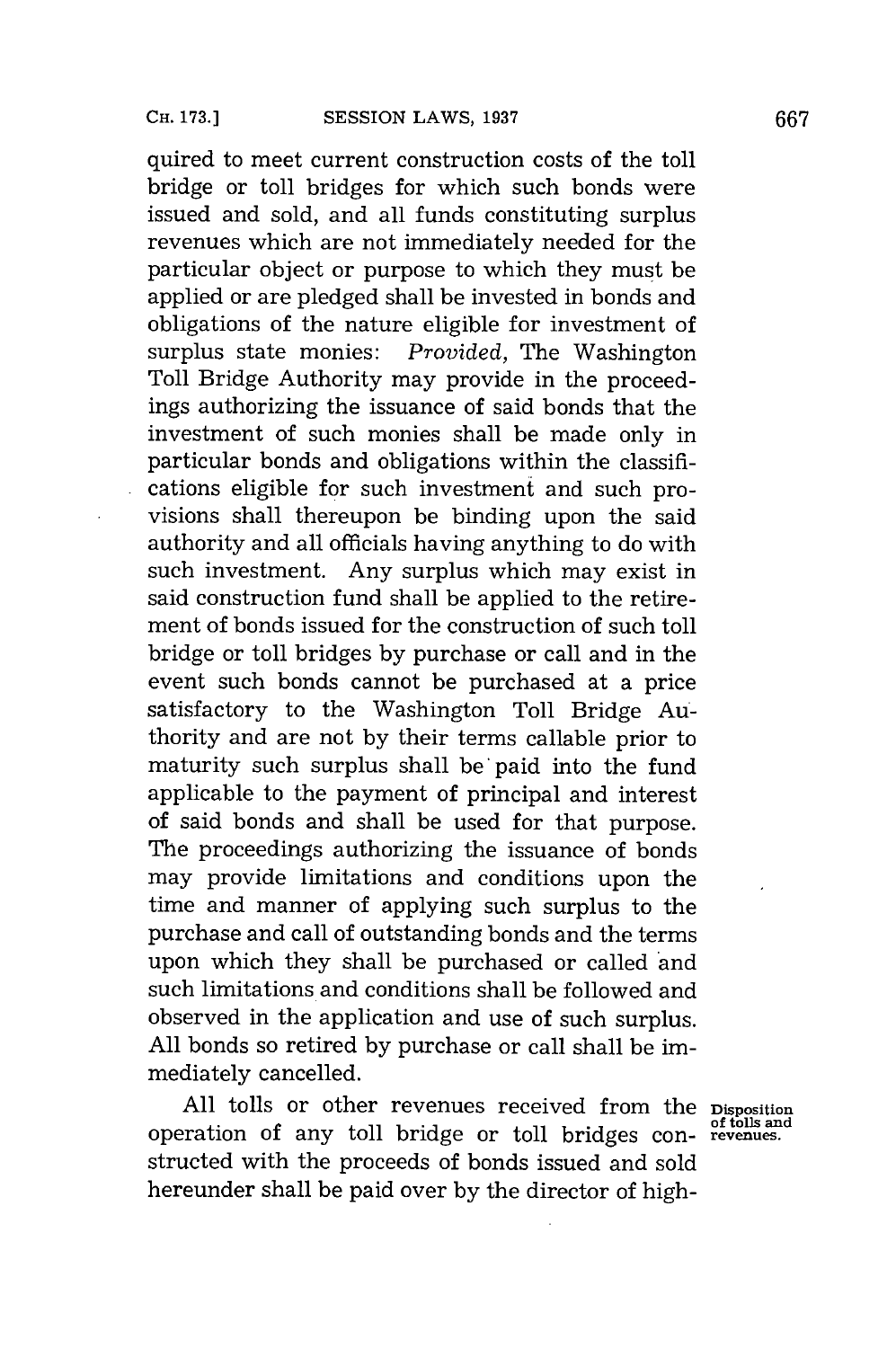quired to meet current construction costs of the toll bridge or toll bridges for which such bonds were issued and sold, and all funds constituting surplus revenues which are not immediately needed for the particular object or purpose to which they must be applied or are pledged shall be invested in bonds and obligations of the nature eligible for investment of surplus state monies: *Provided*, The Washington Toll Bridge Authority may provide in the proceedings authorizing the issuance of said bonds that the investment of such monies shall be made only in particular bonds and obligations within the classifications eligible for such investment and such provisions shall thereupon be binding upon the said authority and all officials having anything to do with such investment. Any surplus which may exist in said construction fund shall be applied to the retirement of bonds issued for the construction of such toll bridge or toll bridges by purchase or call and in the event such bonds cannot be purchased at a price satisfactory to the Washington Toll Bridge Authority and are not by their terms callable prior to maturity such surplus shall be paid into the fund applicable to the payment of principal and interest of said bonds and shall be used for that purpose. The proceedings authorizing the issuance of bonds may provide limitations and conditions upon the time and manner of applying such surplus to the purchase and call of outstanding bonds and the terms upon which they shall be purchased or called and such limitations and conditions shall be followed and observed in the application and use of such surplus. All bonds so retired by purchase or call shall be immediately cancelled.

**Disposition of tolls and revenues.**

All tolls or other revenues received from the operation of any toll bridge or toll bridges constructed with the proceeds of bonds issued and sold hereunder shall be paid over by the director of high-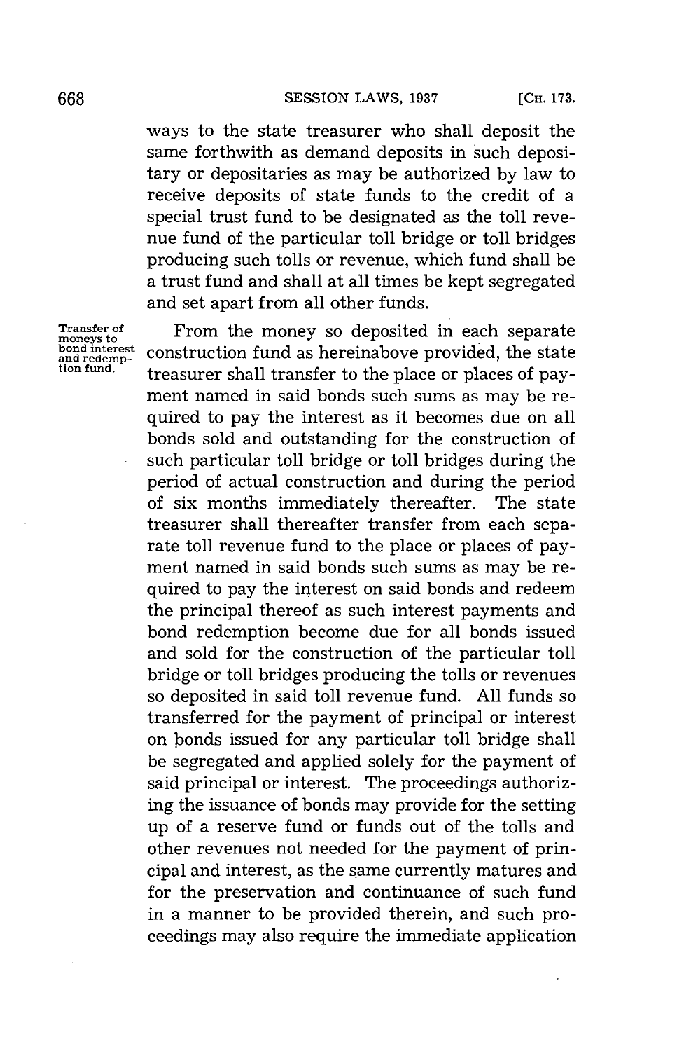ways to the state treasurer who shall deposit the same forthwith as demand deposits in such depositary or depositaries as may be authorized by law to receive deposits of state funds to the credit of a special trust fund to be designated as the toll revenue fund of the particular toll bridge or toll bridges producing such tolls or revenue, which fund shall be a trust fund and shall at all times be kept segregated and set apart from all other funds.

Transfer of moneys to bond interest and redemption fund.

From the money so deposited in each separate construction fund as hereinabove provided, the state treasurer shall transfer to the place or places of payment named in said bonds such sums as may be required to pay the interest as it becomes due on all bonds sold and outstanding for the construction of such particular toll bridge or toll bridges during the period of actual construction and during the period of six months immediately thereafter. The state treasurer shall thereafter transfer from each separate toll revenue fund to the place or places of payment named in said bonds such sums as may be required to pay the interest on said bonds and redeem the principal thereof as such interest payments and bond redemption become due for all bonds issued and sold for the construction of the particular toll bridge or toll bridges producing the tolls or revenues so deposited in said toll revenue fund. All funds so transferred for the payment of principal or interest on bonds issued for any particular toll bridge shall be segregated and applied solely for the payment of said principal or interest. The proceedings authorizing the issuance of bonds may provide for the setting up of a reserve fund or funds out of the tolls and other revenues not needed for the payment of principal and interest, as the same currently matures and for the preservation and continuance of such fund in a manner to be provided therein, and such proceedings may also require the immediate application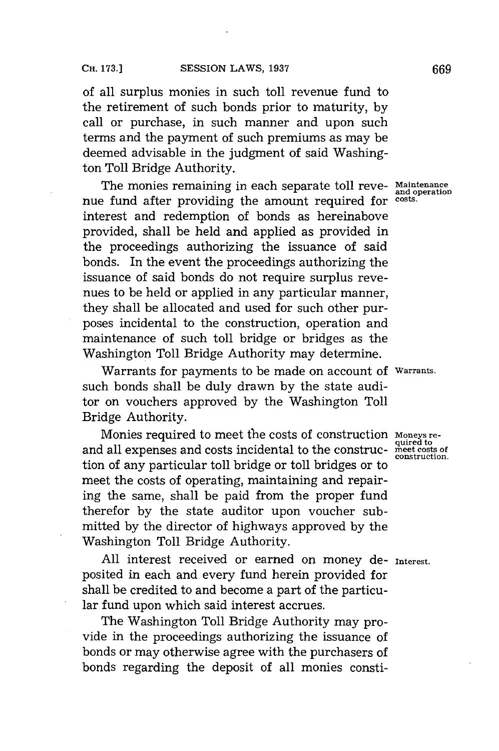of all surplus monies in such toll revenue fund to the retirement of such bonds prior to maturity, by call or purchase, in such manner and upon such terms and the payment of such premiums as may be deemed advisable in the judgment of said Washington Toll Bridge Authority.

Maintenance and operation costs. The monies remaining in each separate toll revenue fund after providing the amount required for interest and redemption of bonds as hereinabove provided, shall be held and applied as provided in the proceedings authorizing the issuance of said bonds. In the event the proceedings authorizing the issuance of said bonds do not require surplus revenues to be held or applied in any particular manner, they shall be allocated and used for such other purposes incidental to the construction, operation and maintenance of such toll bridge or bridges as the Washington Toll Bridge Authority may determine.

Warrants. Warrants for payments to be made on account of such bonds shall be duly drawn by the state auditor on vouchers approved by the Washington Toll Bridge Authority.

Moneys required to meet costs of construction. Monies required to meet the costs of construction and all expenses and costs incidental to the construction of any particular toll bridge or toll bridges or to meet the costs of operating, maintaining and repairing the same, shall be paid from the proper fund therefor by the state auditor upon voucher submitted by the director of highways approved by the Washington Toll Bridge Authority.

Interest. All interest received or earned on money deposited in each and every fund herein provided for shall be credited to and become a part of the particular fund upon which said interest accrues.

The Washington Toll Bridge Authority may provide in the proceedings authorizing the issuance of bonds or may otherwise agree with the purchasers of bonds regarding the deposit of all monies consti-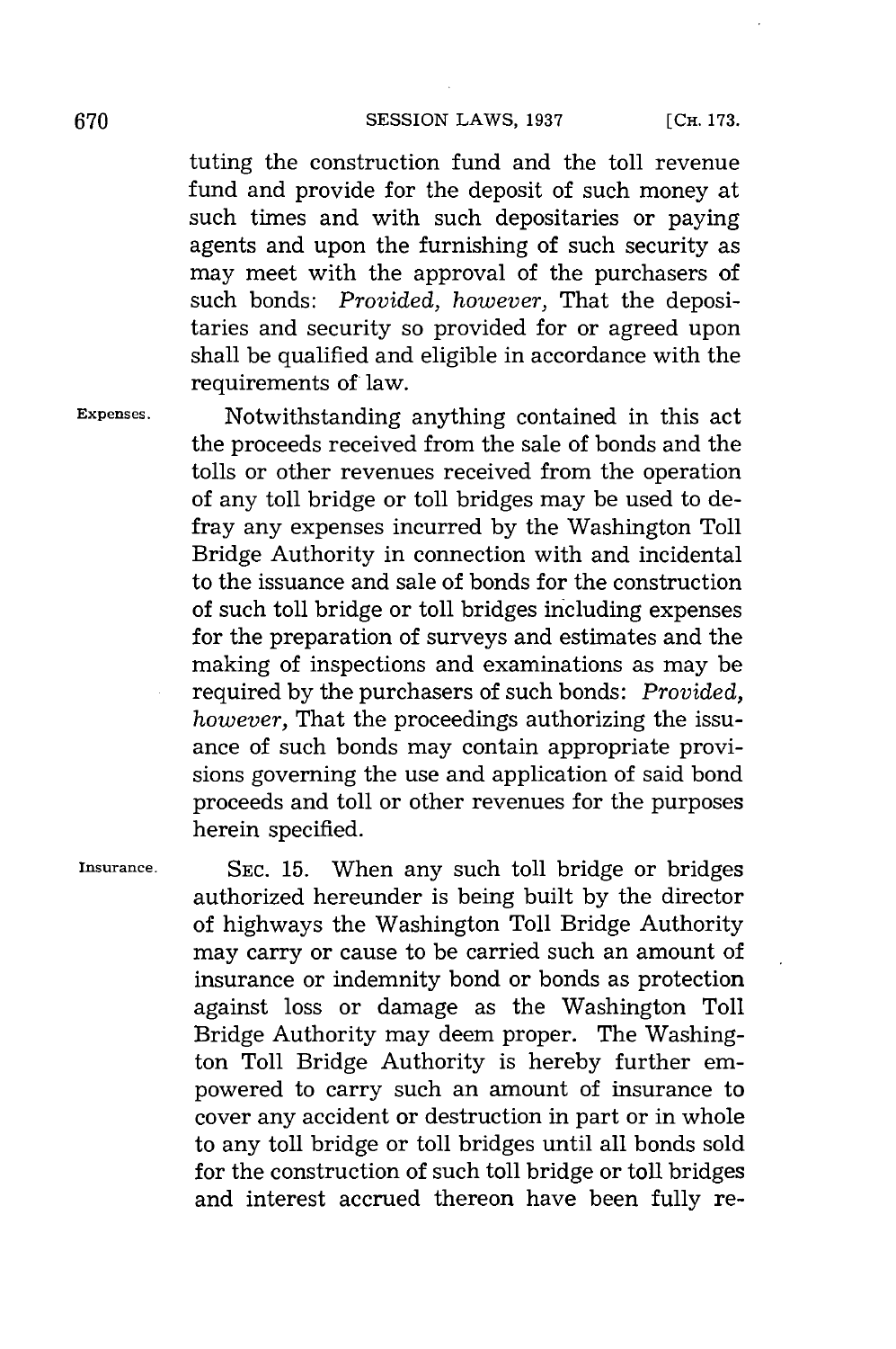tuting the construction fund and the toll revenue fund and provide for the deposit of such money at such times and with such depositaries or paying agents and upon the furnishing of such security as may meet with the approval of the purchasers of such bonds: *Provided, however,* That the depositaries and security so provided for or agreed upon shall be qualified and eligible in accordance with the requirements of law.

Expenses. Notwithstanding anything contained in this act the proceeds received from the sale of bonds and the tolls or other revenues received from the operation of any toll bridge or toll bridges may be used to defray any expenses incurred by the Washington Toll Bridge Authority in connection with and incidental to the issuance and sale of bonds for the construction of such toll bridge or toll bridges including expenses for the preparation of surveys and estimates and the making of inspections and examinations as may be required by the purchasers of such bonds: *Provided, however,* That the proceedings authorizing the issuance of such bonds may contain appropriate provisions governing the use and application of said bond proceeds and toll or other revenues for the purposes herein specified.

Insurance. SEC. 15. When any such toll bridge or bridges authorized hereunder is being built by the director of highways the Washington Toll Bridge Authority may carry or cause to be carried such an amount of insurance or indemnity bond or bonds as protection against loss or damage as the Washington Toll Bridge Authority may deem proper. The Washington Toll Bridge Authority is hereby further empowered to carry such an amount of insurance to cover any accident or destruction in part or in whole to any toll bridge or toll bridges until all bonds sold for the construction of such toll bridge or toll bridges and interest accrued thereon have been fully re-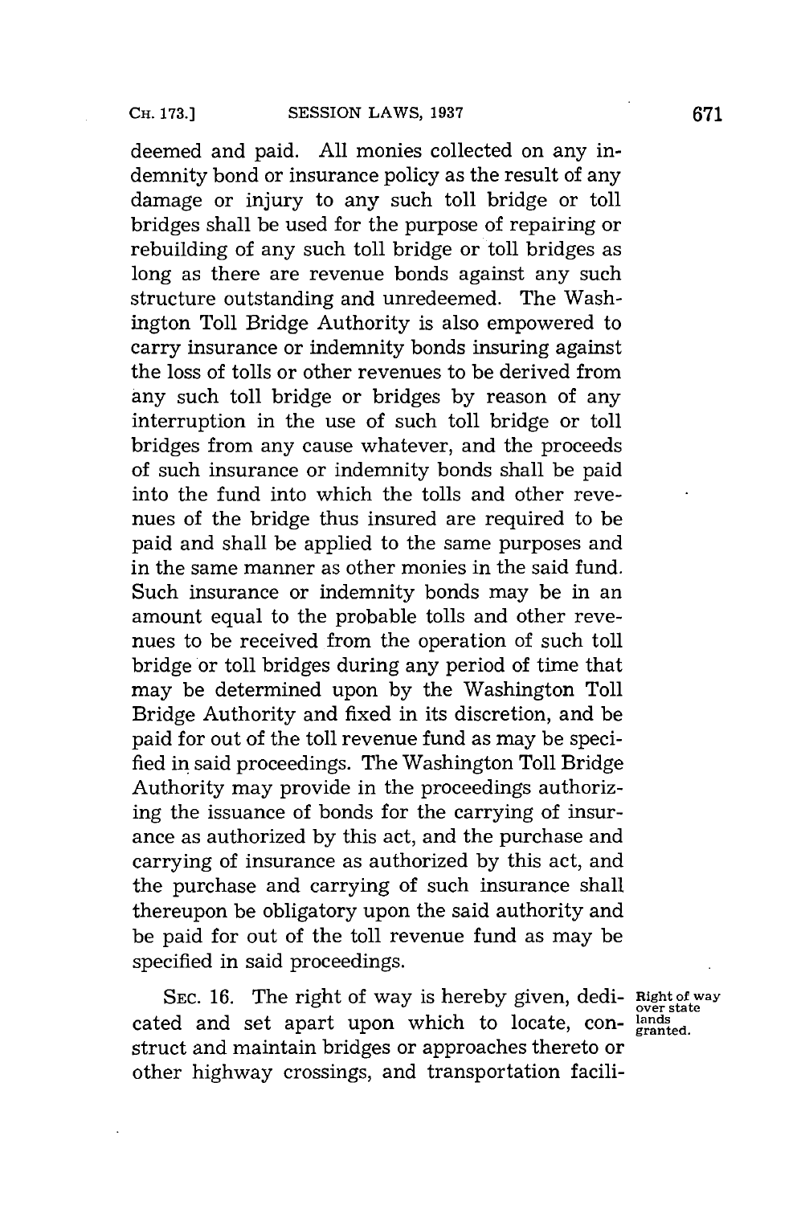deemed and paid. All monies collected on any indemnity bond or insurance policy as the result of any damage or injury to any such toll bridge or toll bridges shall be used for the purpose of repairing or rebuilding of any such toll bridge or toll bridges as long as there are revenue bonds against any such structure outstanding and unredeemed. The Washington Toll Bridge Authority is also empowered to carry insurance or indemnity bonds insuring against the loss of tolls or other revenues to be derived from any such toll bridge or bridges by reason of any interruption in the use of such toll bridge or toll bridges from any cause whatever, and the proceeds of such insurance or indemnity bonds shall be paid into the fund into which the tolls and other revenues of the bridge thus insured are required to be paid and shall be applied to the same purposes and in the same manner as other monies in the said fund. Such insurance or indemnity bonds may be in an amount equal to the probable tolls and other revenues to be received from the operation of such toll bridge or toll bridges during any period of time that may be determined upon by the Washington Toll Bridge Authority and fixed in its discretion, and be paid for out of the toll revenue fund as may be specified in said proceedings. The Washington Toll Bridge Authority may provide in the proceedings authorizing the issuance of bonds for the carrying of insurance as authorized by this act, and the purchase and carrying of insurance as authorized by this act, and the purchase and carrying of such insurance shall thereupon be obligatory upon the said authority and be paid for out of the toll revenue fund as may be specified in said proceedings.

Right of way over state lands granted.

SEC. 16. The right of way is hereby given, dedicated and set apart upon which to locate, construct and maintain bridges or approaches thereto or other highway crossings, and transportation facili-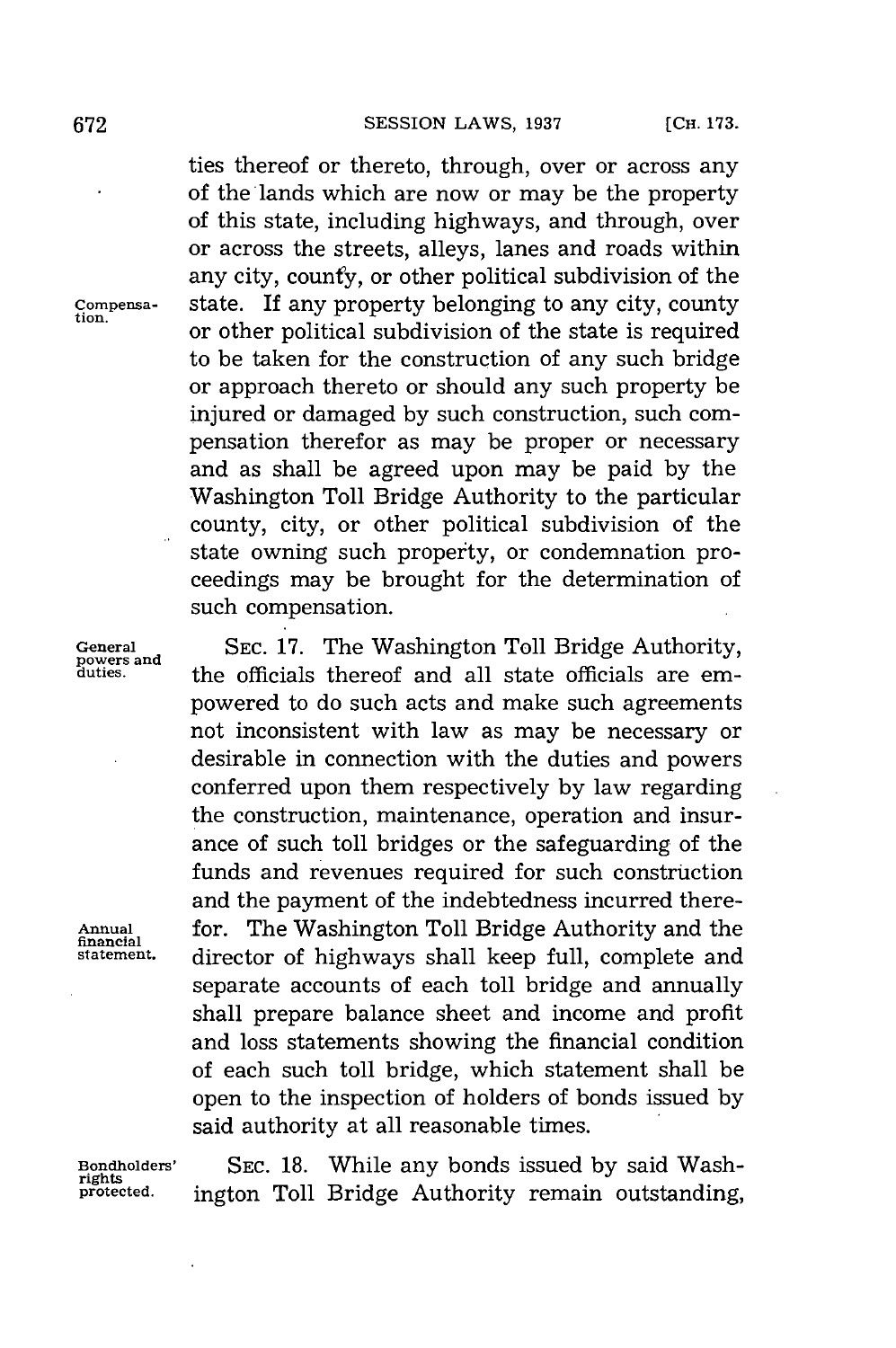ties thereof or thereto, through, over or across any of the lands which are now or may be the property of this state, including highways, and through, over or across the streets, alleys, lanes and roads within any city, county, or other political subdivision of the state. If any property belonging to any city, county or other political subdivision of the state is required to be taken for the construction of any such bridge or approach thereto or should any such property be injured or damaged by such construction, such compensation therefor as may be proper or necessary and as shall be agreed upon may be paid by the Washington Toll Bridge Authority to the particular county, city, or other political subdivision of the state owning such property, or condemnation proceedings may be brought for the determination of such compensation.

Compensation.

General powers and duties.

SEC. 17. The Washington Toll Bridge Authority, the officials thereof and all state officials are empowered to do such acts and make such agreements not inconsistent with law as may be necessary or desirable in connection with the duties and powers conferred upon them respectively by law regarding the construction, maintenance, operation and insurance of such toll bridges or the safeguarding of the funds and revenues required for such construction and the payment of the indebtedness incurred therefor. The Washington Toll Bridge Authority and the director of highways shall keep full, complete and separate accounts of each toll bridge and annually shall prepare balance sheet and income and profit and loss statements showing the financial condition of each such toll bridge, which statement shall be open to the inspection of holders of bonds issued by said authority at all reasonable times.

Annual financial statement.

Bondholders' rights protected.

SEC. 18. While any bonds issued by said Washington Toll Bridge Authority remain outstanding,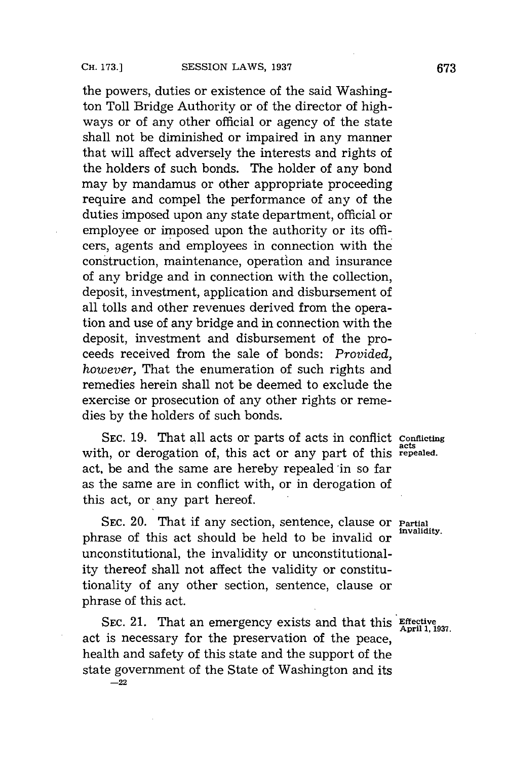the powers, duties or existence of the said Washington Toll Bridge Authority or of the director of highways or of any other official or agency of the state shall not be diminished or impaired in any manner that will affect adversely the interests and rights of the holders of such bonds. The holder of any bond may by mandamus or other appropriate proceeding require and compel the performance of any of the duties imposed upon any state department, official or employee or imposed upon the authority or its officers, agents and employees in connection with the construction, maintenance, operation and insurance of any bridge and in connection with the collection, deposit, investment, application and disbursement of all tolls and other revenues derived from the operation and use of any bridge and in connection with the deposit, investment and disbursement of the proceeds received from the sale of bonds: *Provided, however,* That the enumeration of such rights and remedies herein shall not be deemed to exclude the exercise or prosecution of any other rights or remedies by the holders of such bonds.

**Conflicting acts repealed.**

SEC. 19. That all acts or parts of acts in conflict with, or derogation of, this act or any part of this act, be and the same are hereby repealed in so far as the same are in conflict with, or in derogation of this act, or any part hereof.

**Partial invalidity.**

SEC. 20. That if any section, sentence, clause or phrase of this act should be held to be invalid or unconstitutional, the invalidity or unconstitutionality thereof shall not affect the validity or constitutionality of any other section, sentence, clause or phrase of this act.

**Effective April 1, 1937.**

SEC. 21. That an emergency exists and that this act is necessary for the preservation of the peace, health and safety of this state and the support of the state government of the State of Washington and its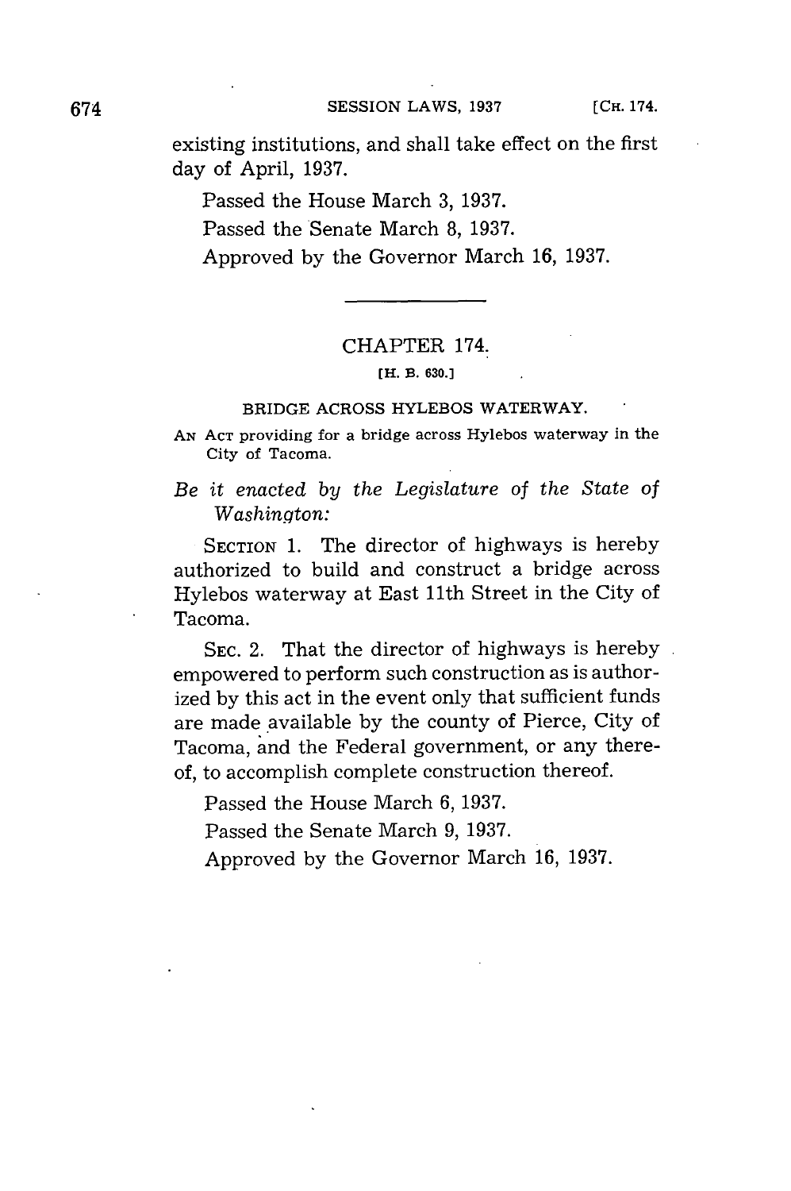existing institutions, and shall take effect on the first day of April, 1937.

Passed the House March 3, 1937.

Passed the Senate March 8, 1937.

Approved by the Governor March 16, 1937.

---

## CHAPTER 174.

[H. B. 630.]

### BRIDGE ACROSS HYLEBOS WATERWAY.

AN ACT providing for a bridge across Hylebos waterway in the City of Tacoma.

*Be it enacted by the Legislature of the State of Washington:*

SECTION 1. The director of highways is hereby authorized to build and construct a bridge across Hylebos waterway at East 11th Street in the City of Tacoma.

SEC. 2. That the director of highways is hereby empowered to perform such construction as is authorized by this act in the event only that sufficient funds are made available by the county of Pierce, City of Tacoma, and the Federal government, or any thereof, to accomplish complete construction thereof.

Passed the House March 6, 1937.

Passed the Senate March 9, 1937.

Approved by the Governor March 16, 1937.